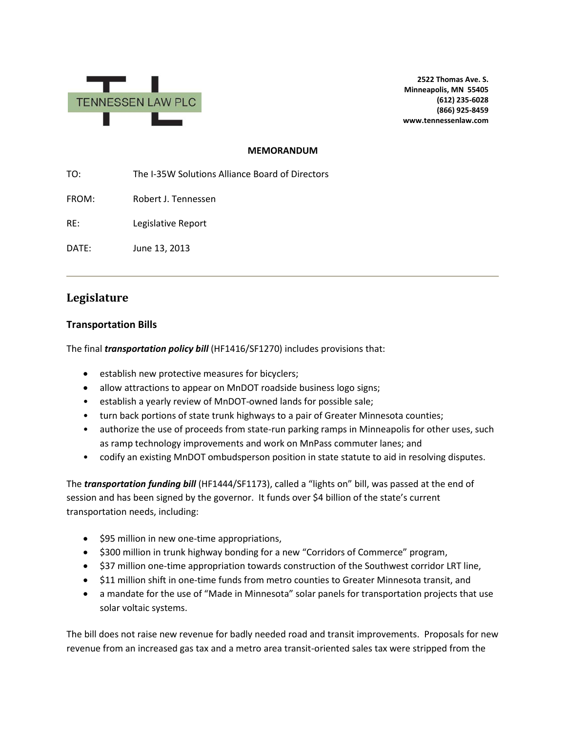TENNESSEN LAW PLC

**2522 Thomas Ave. S.**
**Minneapolis, MN 55405**
**(612) 235-6028**
**(866) 925-8459**
**www.tennessenlaw.com**

**MEMORANDUM**

TO: The I-35W Solutions Alliance Board of Directors

FROM: Robert J. Tennessen

RE: Legislative Report

DATE: June 13, 2013

---

## Legislature

### Transportation Bills

The final ***transportation policy bill*** (HF1416/SF1270) includes provisions that:

- establish new protective measures for bicyclers;
- allow attractions to appear on MnDOT roadside business logo signs;
- establish a yearly review of MnDOT-owned lands for possible sale;
- turn back portions of state trunk highways to a pair of Greater Minnesota counties;
- authorize the use of proceeds from state-run parking ramps in Minneapolis for other uses, such as ramp technology improvements and work on MnPass commuter lanes; and
- codify an existing MnDOT ombudsperson position in state statute to aid in resolving disputes.

The ***transportation funding bill*** (HF1444/SF1173), called a "lights on" bill, was passed at the end of session and has been signed by the governor. It funds over $4 billion of the state's current transportation needs, including:

- $95 million in new one-time appropriations,
- $300 million in trunk highway bonding for a new "Corridors of Commerce" program,
- $37 million one-time appropriation towards construction of the Southwest corridor LRT line,
- $11 million shift in one-time funds from metro counties to Greater Minnesota transit, and
- a mandate for the use of "Made in Minnesota" solar panels for transportation projects that use solar voltaic systems.

The bill does not raise new revenue for badly needed road and transit improvements. Proposals for new revenue from an increased gas tax and a metro area transit-oriented sales tax were stripped from the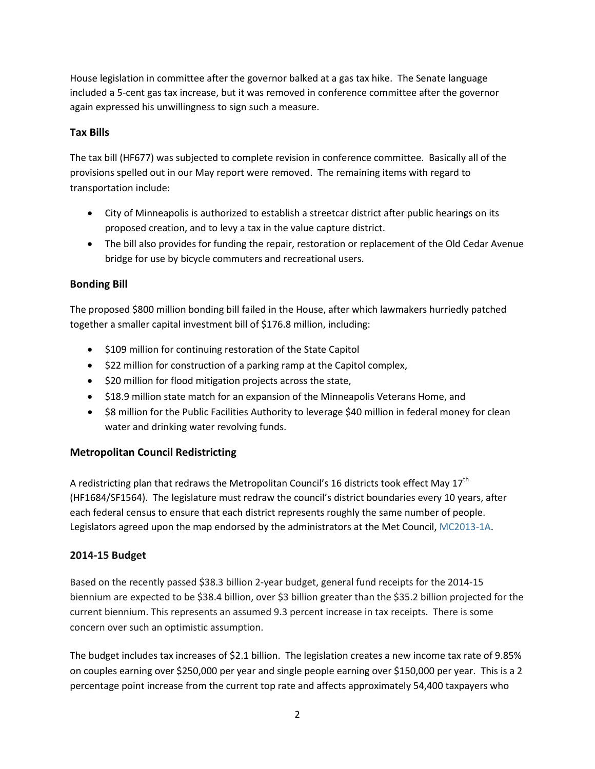House legislation in committee after the governor balked at a gas tax hike. The Senate language included a 5-cent gas tax increase, but it was removed in conference committee after the governor again expressed his unwillingness to sign such a measure.

### Tax Bills

The tax bill (HF677) was subjected to complete revision in conference committee. Basically all of the provisions spelled out in our May report were removed. The remaining items with regard to transportation include:

- City of Minneapolis is authorized to establish a streetcar district after public hearings on its proposed creation, and to levy a tax in the value capture district.
- The bill also provides for funding the repair, restoration or replacement of the Old Cedar Avenue bridge for use by bicycle commuters and recreational users.

### Bonding Bill

The proposed $800 million bonding bill failed in the House, after which lawmakers hurriedly patched together a smaller capital investment bill of $176.8 million, including:

- $109 million for continuing restoration of the State Capitol
- $22 million for construction of a parking ramp at the Capitol complex,
- $20 million for flood mitigation projects across the state,
- $18.9 million state match for an expansion of the Minneapolis Veterans Home, and
- $8 million for the Public Facilities Authority to leverage $40 million in federal money for clean water and drinking water revolving funds.

### Metropolitan Council Redistricting

A redistricting plan that redraws the Metropolitan Council's 16 districts took effect May 17th (HF1684/SF1564). The legislature must redraw the council's district boundaries every 10 years, after each federal census to ensure that each district represents roughly the same number of people. Legislators agreed upon the map endorsed by the administrators at the Met Council, MC2013-1A.

### 2014-15 Budget

Based on the recently passed $38.3 billion 2-year budget, general fund receipts for the 2014-15 biennium are expected to be $38.4 billion, over $3 billion greater than the $35.2 billion projected for the current biennium. This represents an assumed 9.3 percent increase in tax receipts. There is some concern over such an optimistic assumption.

The budget includes tax increases of $2.1 billion. The legislation creates a new income tax rate of 9.85% on couples earning over $250,000 per year and single people earning over $150,000 per year. This is a 2 percentage point increase from the current top rate and affects approximately 54,400 taxpayers who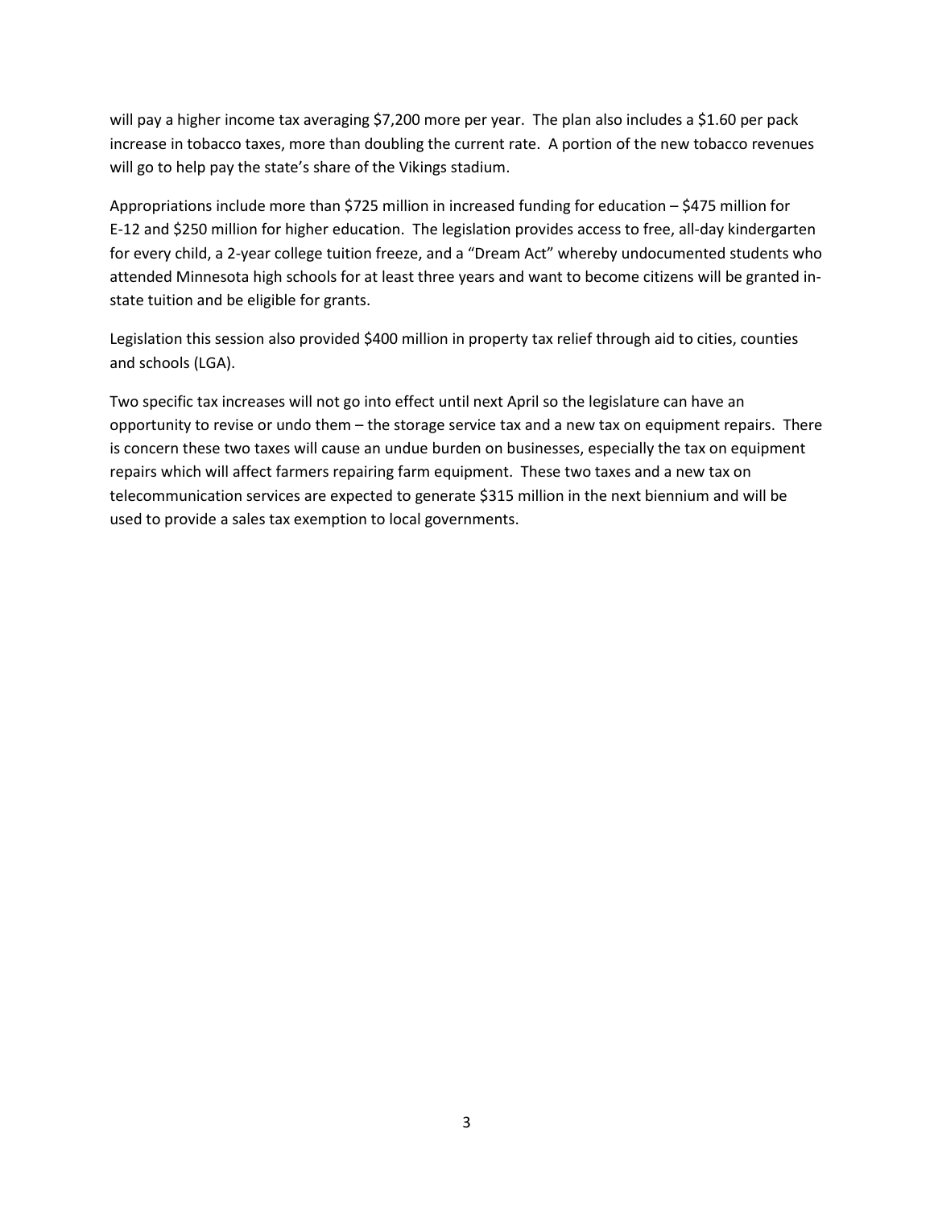will pay a higher income tax averaging $7,200 more per year. The plan also includes a $1.60 per pack increase in tobacco taxes, more than doubling the current rate. A portion of the new tobacco revenues will go to help pay the state's share of the Vikings stadium.

Appropriations include more than $725 million in increased funding for education – $475 million for E-12 and $250 million for higher education. The legislation provides access to free, all-day kindergarten for every child, a 2-year college tuition freeze, and a "Dream Act" whereby undocumented students who attended Minnesota high schools for at least three years and want to become citizens will be granted in-state tuition and be eligible for grants.

Legislation this session also provided $400 million in property tax relief through aid to cities, counties and schools (LGA).

Two specific tax increases will not go into effect until next April so the legislature can have an opportunity to revise or undo them – the storage service tax and a new tax on equipment repairs. There is concern these two taxes will cause an undue burden on businesses, especially the tax on equipment repairs which will affect farmers repairing farm equipment. These two taxes and a new tax on telecommunication services are expected to generate $315 million in the next biennium and will be used to provide a sales tax exemption to local governments.